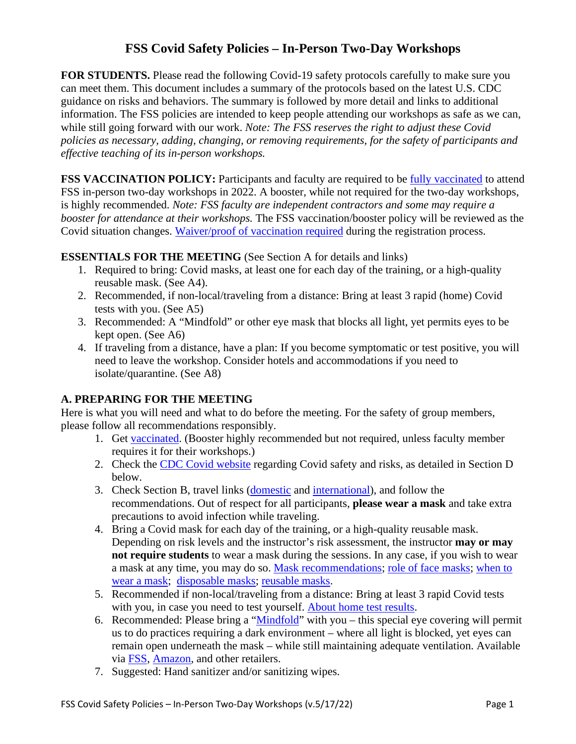# FSS Covid Safety Policies – In-Person Two-Day Workshops

**FOR STUDENTS.** Please read the following Covid-19 safety protocols carefully to make sure you can meet them. This document includes a summary of the protocols based on the latest U.S. CDC guidance on risks and behaviors. The summary is followed by more detail and links to additional information. The FSS policies are intended to keep people attending our workshops as safe as we can, while still going forward with our work. *Note: The FSS reserves the right to adjust these Covid policies as necessary, adding, changing, or removing requirements, for the safety of participants and effective teaching of its in-person workshops.*

**FSS VACCINATION POLICY:** Participants and faculty are required to be fully vaccinated to attend FSS in-person two-day workshops in 2022. A booster, while not required for the two-day workshops, is highly recommended. *Note: FSS faculty are independent contractors and some may require a booster for attendance at their workshops.* The FSS vaccination/booster policy will be reviewed as the Covid situation changes. Waiver/proof of vaccination required during the registration process.

**ESSENTIALS FOR THE MEETING** (See Section A for details and links)

1. Required to bring: Covid masks, at least one for each day of the training, or a high-quality reusable mask. (See A4).
2. Recommended, if non-local/traveling from a distance: Bring at least 3 rapid (home) Covid tests with you. (See A5)
3. Recommended: A "Mindfold" or other eye mask that blocks all light, yet permits eyes to be kept open. (See A6)
4. If traveling from a distance, have a plan: If you become symptomatic or test positive, you will need to leave the workshop. Consider hotels and accommodations if you need to isolate/quarantine. (See A8)

**A. PREPARING FOR THE MEETING**

Here is what you will need and what to do before the meeting. For the safety of group members, please follow all recommendations responsibly.

1. Get vaccinated. (Booster highly recommended but not required, unless faculty member requires it for their workshops.)
2. Check the CDC Covid website regarding Covid safety and risks, as detailed in Section D below.
3. Check Section B, travel links (domestic and international), and follow the recommendations. Out of respect for all participants, **please wear a mask** and take extra precautions to avoid infection while traveling.
4. Bring a Covid mask for each day of the training, or a high-quality reusable mask. Depending on risk levels and the instructor's risk assessment, the instructor **may or may not require students** to wear a mask during the sessions. In any case, if you wish to wear a mask at any time, you may do so. Mask recommendations; role of face masks; when to wear a mask; disposable masks; reusable masks.
5. Recommended if non-local/traveling from a distance: Bring at least 3 rapid Covid tests with you, in case you need to test yourself. About home test results.
6. Recommended: Please bring a "Mindfold" with you – this special eye covering will permit us to do practices requiring a dark environment – where all light is blocked, yet eyes can remain open underneath the mask – while still maintaining adequate ventilation. Available via FSS, Amazon, and other retailers.
7. Suggested: Hand sanitizer and/or sanitizing wipes.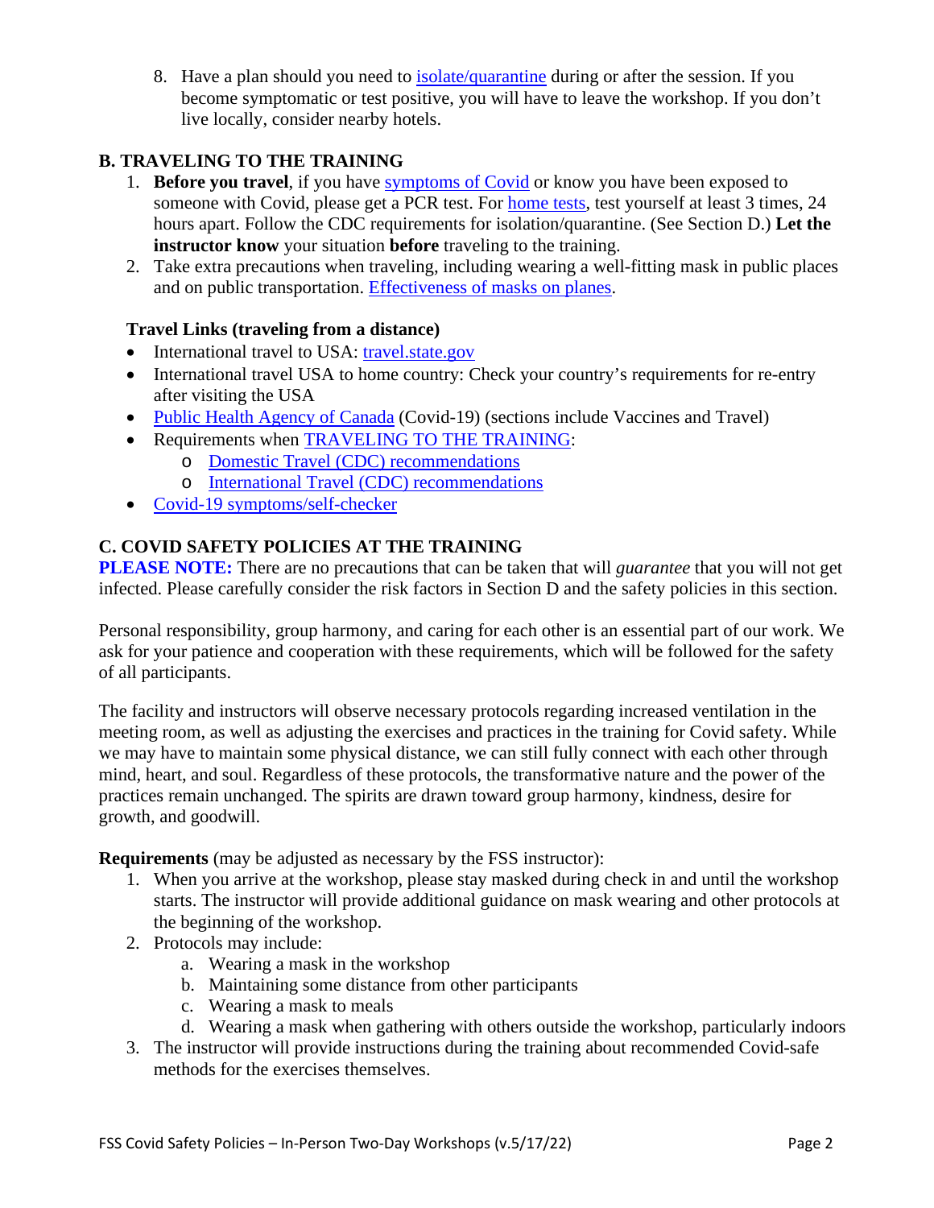8. Have a plan should you need to isolate/quarantine during or after the session. If you become symptomatic or test positive, you will have to leave the workshop. If you don't live locally, consider nearby hotels.

## B. TRAVELING TO THE TRAINING

1. **Before you travel**, if you have symptoms of Covid or know you have been exposed to someone with Covid, please get a PCR test. For home tests, test yourself at least 3 times, 24 hours apart. Follow the CDC requirements for isolation/quarantine. (See Section D.) **Let the instructor know** your situation **before** traveling to the training.
2. Take extra precautions when traveling, including wearing a well-fitting mask in public places and on public transportation. Effectiveness of masks on planes.

### Travel Links (traveling from a distance)

- International travel to USA: travel.state.gov
- International travel USA to home country: Check your country's requirements for re-entry after visiting the USA
- Public Health Agency of Canada (Covid-19) (sections include Vaccines and Travel)
- Requirements when TRAVELING TO THE TRAINING:
  - Domestic Travel (CDC) recommendations
  - International Travel (CDC) recommendations
- Covid-19 symptoms/self-checker

## C. COVID SAFETY POLICIES AT THE TRAINING

**PLEASE NOTE:** There are no precautions that can be taken that will *guarantee* that you will not get infected. Please carefully consider the risk factors in Section D and the safety policies in this section.

Personal responsibility, group harmony, and caring for each other is an essential part of our work. We ask for your patience and cooperation with these requirements, which will be followed for the safety of all participants.

The facility and instructors will observe necessary protocols regarding increased ventilation in the meeting room, as well as adjusting the exercises and practices in the training for Covid safety. While we may have to maintain some physical distance, we can still fully connect with each other through mind, heart, and soul. Regardless of these protocols, the transformative nature and the power of the practices remain unchanged. The spirits are drawn toward group harmony, kindness, desire for growth, and goodwill.

**Requirements** (may be adjusted as necessary by the FSS instructor):

1. When you arrive at the workshop, please stay masked during check in and until the workshop starts. The instructor will provide additional guidance on mask wearing and other protocols at the beginning of the workshop.
2. Protocols may include:
   a. Wearing a mask in the workshop
   b. Maintaining some distance from other participants
   c. Wearing a mask to meals
   d. Wearing a mask when gathering with others outside the workshop, particularly indoors
3. The instructor will provide instructions during the training about recommended Covid-safe methods for the exercises themselves.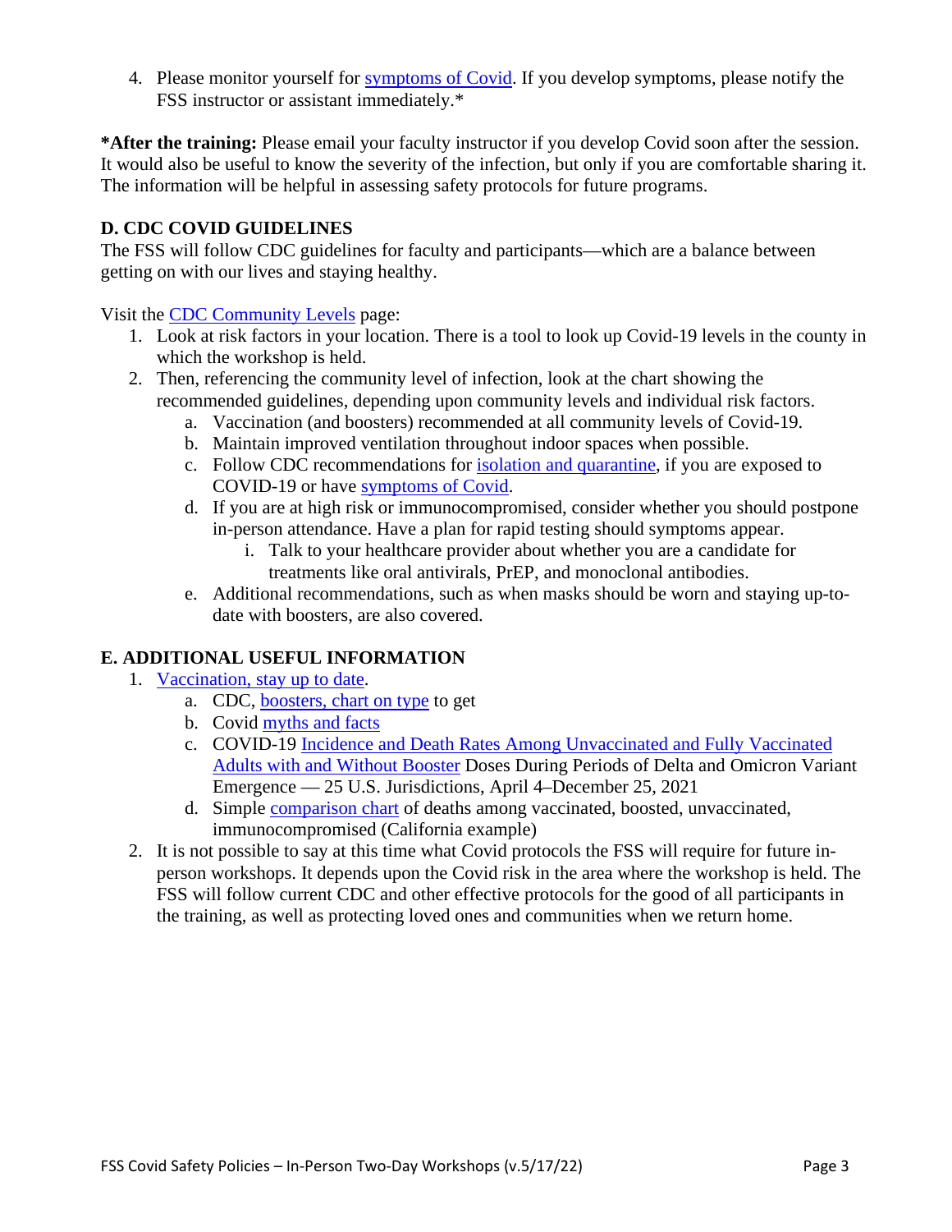4. Please monitor yourself for symptoms of Covid. If you develop symptoms, please notify the FSS instructor or assistant immediately.*

**\*After the training:** Please email your faculty instructor if you develop Covid soon after the session. It would also be useful to know the severity of the infection, but only if you are comfortable sharing it. The information will be helpful in assessing safety protocols for future programs.

## D. CDC COVID GUIDELINES

The FSS will follow CDC guidelines for faculty and participants—which are a balance between getting on with our lives and staying healthy.

Visit the CDC Community Levels page:

1. Look at risk factors in your location. There is a tool to look up Covid-19 levels in the county in which the workshop is held.
2. Then, referencing the community level of infection, look at the chart showing the recommended guidelines, depending upon community levels and individual risk factors.
   a. Vaccination (and boosters) recommended at all community levels of Covid-19.
   b. Maintain improved ventilation throughout indoor spaces when possible.
   c. Follow CDC recommendations for isolation and quarantine, if you are exposed to COVID-19 or have symptoms of Covid.
   d. If you are at high risk or immunocompromised, consider whether you should postpone in-person attendance. Have a plan for rapid testing should symptoms appear.
      i. Talk to your healthcare provider about whether you are a candidate for treatments like oral antivirals, PrEP, and monoclonal antibodies.
   e. Additional recommendations, such as when masks should be worn and staying up-to-date with boosters, are also covered.

## E. ADDITIONAL USEFUL INFORMATION

1. Vaccination, stay up to date.
   a. CDC, boosters, chart on type to get
   b. Covid myths and facts
   c. COVID-19 Incidence and Death Rates Among Unvaccinated and Fully Vaccinated Adults with and Without Booster Doses During Periods of Delta and Omicron Variant Emergence — 25 U.S. Jurisdictions, April 4–December 25, 2021
   d. Simple comparison chart of deaths among vaccinated, boosted, unvaccinated, immunocompromised (California example)
2. It is not possible to say at this time what Covid protocols the FSS will require for future in-person workshops. It depends upon the Covid risk in the area where the workshop is held. The FSS will follow current CDC and other effective protocols for the good of all participants in the training, as well as protecting loved ones and communities when we return home.